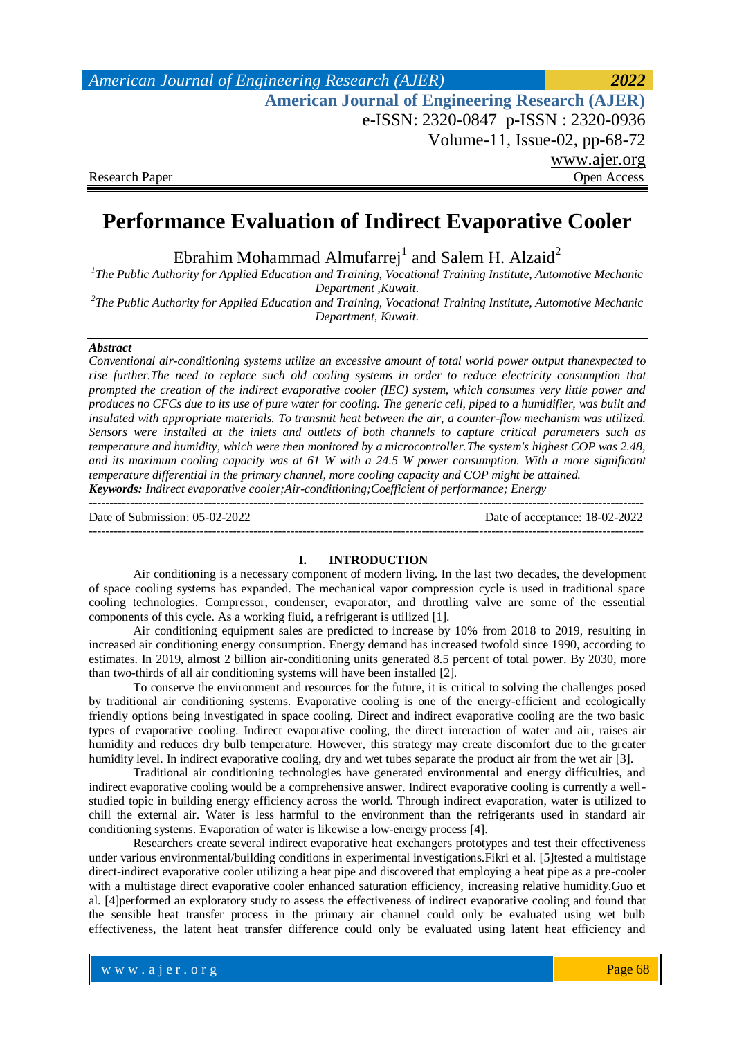# Performance Evaluation of Indirect Evaporative Cooler

Ebrahim Mohammad Almufarrej[1] and Salem H. Alzaid[2]

[1]*The Public Authority for Applied Education and Training, Vocational Training Institute, Automotive Mechanic Department ,Kuwait.*

[2]*The Public Authority for Applied Education and Training, Vocational Training Institute, Automotive Mechanic Department, Kuwait.*

***Abstract***

*Conventional air-conditioning systems utilize an excessive amount of total world power output thanexpected to rise further.The need to replace such old cooling systems in order to reduce electricity consumption that prompted the creation of the indirect evaporative cooler (IEC) system, which consumes very little power and produces no CFCs due to its use of pure water for cooling. The generic cell, piped to a humidifier, was built and insulated with appropriate materials. To transmit heat between the air, a counter-flow mechanism was utilized. Sensors were installed at the inlets and outlets of both channels to capture critical parameters such as temperature and humidity, which were then monitored by a microcontroller.The system's highest COP was 2.48, and its maximum cooling capacity was at 61 W with a 24.5 W power consumption. With a more significant temperature differential in the primary channel, more cooling capacity and COP might be attained.*

***Keywords:*** *Indirect evaporative cooler;Air-conditioning;Coefficient of performance; Energy*

---

Date of Submission: 05-02-2022 Date of acceptance: 18-02-2022

---

## I. INTRODUCTION

Air conditioning is a necessary component of modern living. In the last two decades, the development of space cooling systems has expanded. The mechanical vapor compression cycle is used in traditional space cooling technologies. Compressor, condenser, evaporator, and throttling valve are some of the essential components of this cycle. As a working fluid, a refrigerant is utilized [1].

Air conditioning equipment sales are predicted to increase by 10% from 2018 to 2019, resulting in increased air conditioning energy consumption. Energy demand has increased twofold since 1990, according to estimates. In 2019, almost 2 billion air-conditioning units generated 8.5 percent of total power. By 2030, more than two-thirds of all air conditioning systems will have been installed [2].

To conserve the environment and resources for the future, it is critical to solving the challenges posed by traditional air conditioning systems. Evaporative cooling is one of the energy-efficient and ecologically friendly options being investigated in space cooling. Direct and indirect evaporative cooling are the two basic types of evaporative cooling. Indirect evaporative cooling, the direct interaction of water and air, raises air humidity and reduces dry bulb temperature. However, this strategy may create discomfort due to the greater humidity level. In indirect evaporative cooling, dry and wet tubes separate the product air from the wet air [3].

Traditional air conditioning technologies have generated environmental and energy difficulties, and indirect evaporative cooling would be a comprehensive answer. Indirect evaporative cooling is currently a well-studied topic in building energy efficiency across the world. Through indirect evaporation, water is utilized to chill the external air. Water is less harmful to the environment than the refrigerants used in standard air conditioning systems. Evaporation of water is likewise a low-energy process [4].

Researchers create several indirect evaporative heat exchangers prototypes and test their effectiveness under various environmental/building conditions in experimental investigations.Fikri et al. [5]tested a multistage direct-indirect evaporative cooler utilizing a heat pipe and discovered that employing a heat pipe as a pre-cooler with a multistage direct evaporative cooler enhanced saturation efficiency, increasing relative humidity.Guo et al. [4]performed an exploratory study to assess the effectiveness of indirect evaporative cooling and found that the sensible heat transfer process in the primary air channel could only be evaluated using wet bulb effectiveness, the latent heat transfer difference could only be evaluated using latent heat efficiency and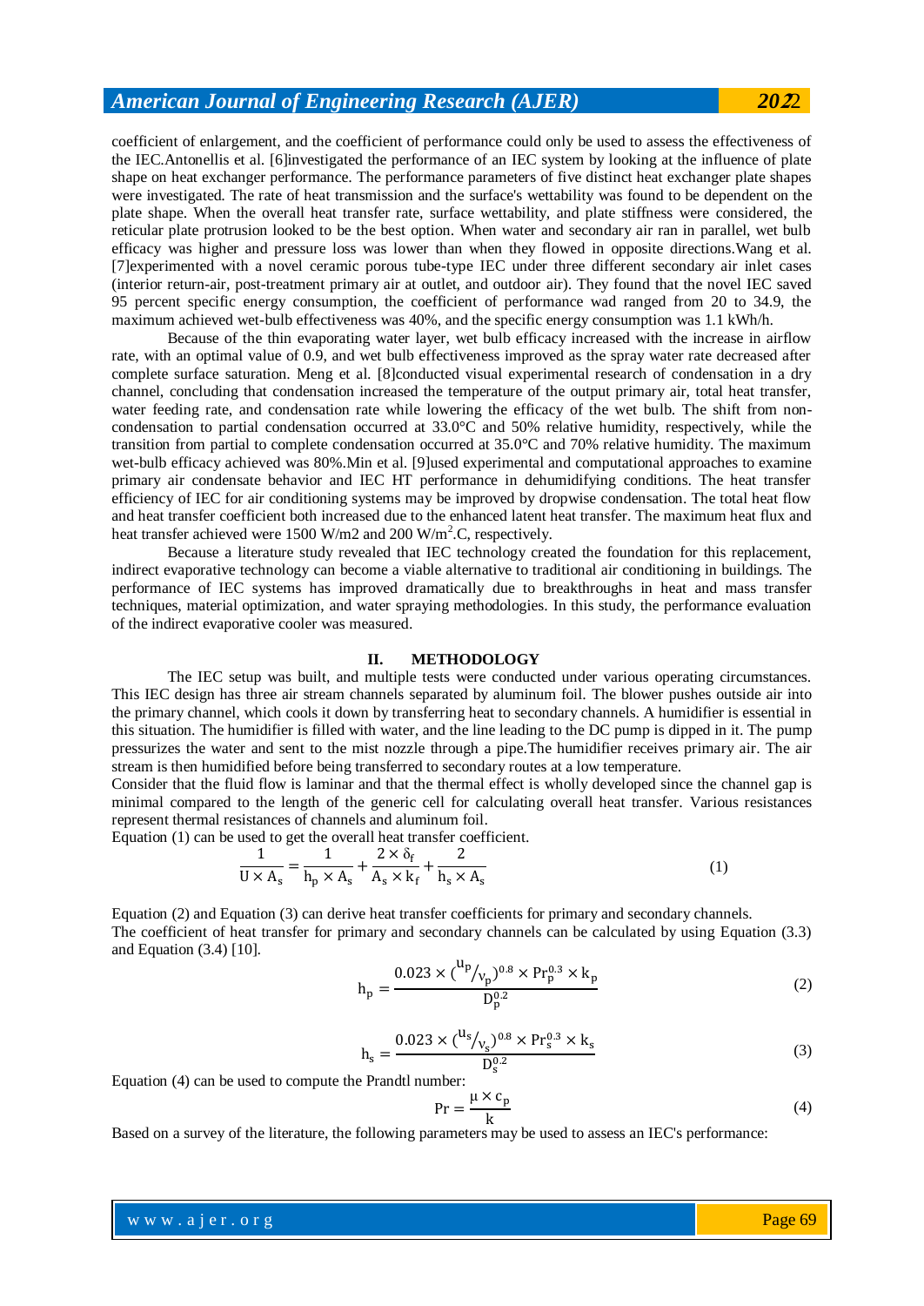coefficient of enlargement, and the coefficient of performance could only be used to assess the effectiveness of the IEC.Antonellis et al. [6]investigated the performance of an IEC system by looking at the influence of plate shape on heat exchanger performance. The performance parameters of five distinct heat exchanger plate shapes were investigated. The rate of heat transmission and the surface's wettability was found to be dependent on the plate shape. When the overall heat transfer rate, surface wettability, and plate stiffness were considered, the reticular plate protrusion looked to be the best option. When water and secondary air ran in parallel, wet bulb efficacy was higher and pressure loss was lower than when they flowed in opposite directions.Wang et al. [7]experimented with a novel ceramic porous tube-type IEC under three different secondary air inlet cases (interior return-air, post-treatment primary air at outlet, and outdoor air). They found that the novel IEC saved 95 percent specific energy consumption, the coefficient of performance wad ranged from 20 to 34.9, the maximum achieved wet-bulb effectiveness was 40%, and the specific energy consumption was 1.1 kWh/h.

Because of the thin evaporating water layer, wet bulb efficacy increased with the increase in airflow rate, with an optimal value of 0.9, and wet bulb effectiveness improved as the spray water rate decreased after complete surface saturation. Meng et al. [8]conducted visual experimental research of condensation in a dry channel, concluding that condensation increased the temperature of the output primary air, total heat transfer, water feeding rate, and condensation rate while lowering the efficacy of the wet bulb. The shift from non-condensation to partial condensation occurred at 33.0°C and 50% relative humidity, respectively, while the transition from partial to complete condensation occurred at 35.0°C and 70% relative humidity. The maximum wet-bulb efficacy achieved was 80%.Min et al. [9]used experimental and computational approaches to examine primary air condensate behavior and IEC HT performance in dehumidifying conditions. The heat transfer efficiency of IEC for air conditioning systems may be improved by dropwise condensation. The total heat flow and heat transfer coefficient both increased due to the enhanced latent heat transfer. The maximum heat flux and heat transfer achieved were 1500 W/m2 and 200 W/m$^2$.C, respectively.

Because a literature study revealed that IEC technology created the foundation for this replacement, indirect evaporative technology can become a viable alternative to traditional air conditioning in buildings. The performance of IEC systems has improved dramatically due to breakthroughs in heat and mass transfer techniques, material optimization, and water spraying methodologies. In this study, the performance evaluation of the indirect evaporative cooler was measured.

## II. METHODOLOGY

The IEC setup was built, and multiple tests were conducted under various operating circumstances. This IEC design has three air stream channels separated by aluminum foil. The blower pushes outside air into the primary channel, which cools it down by transferring heat to secondary channels. A humidifier is essential in this situation. The humidifier is filled with water, and the line leading to the DC pump is dipped in it. The pump pressurizes the water and sent to the mist nozzle through a pipe.The humidifier receives primary air. The air stream is then humidified before being transferred to secondary routes at a low temperature.

Consider that the fluid flow is laminar and that the thermal effect is wholly developed since the channel gap is minimal compared to the length of the generic cell for calculating overall heat transfer. Various resistances represent thermal resistances of channels and aluminum foil.

Equation (1) can be used to get the overall heat transfer coefficient.

$$\frac{1}{U \times A_s} = \frac{1}{h_p \times A_s} + \frac{2 \times \delta_f}{A_s \times k_f} + \frac{2}{h_s \times A_s} \tag{1}$$

Equation (2) and Equation (3) can derive heat transfer coefficients for primary and secondary channels.

The coefficient of heat transfer for primary and secondary channels can be calculated by using Equation (3.3) and Equation (3.4) [10].

$$h_p = \frac{0.023 \times (^{u_p}/_{\nu_p})^{0.8} \times Pr_p^{0.3} \times k_p}{D_p^{0.2}} \tag{2}$$

$$h_s = \frac{0.023 \times (^{u_s}/_{\nu_s})^{0.8} \times Pr_s^{0.3} \times k_s}{D_s^{0.2}} \tag{3}$$

Equation (4) can be used to compute the Prandtl number:

$$Pr = \frac{\mu \times c_p}{k} \tag{4}$$

Based on a survey of the literature, the following parameters may be used to assess an IEC's performance: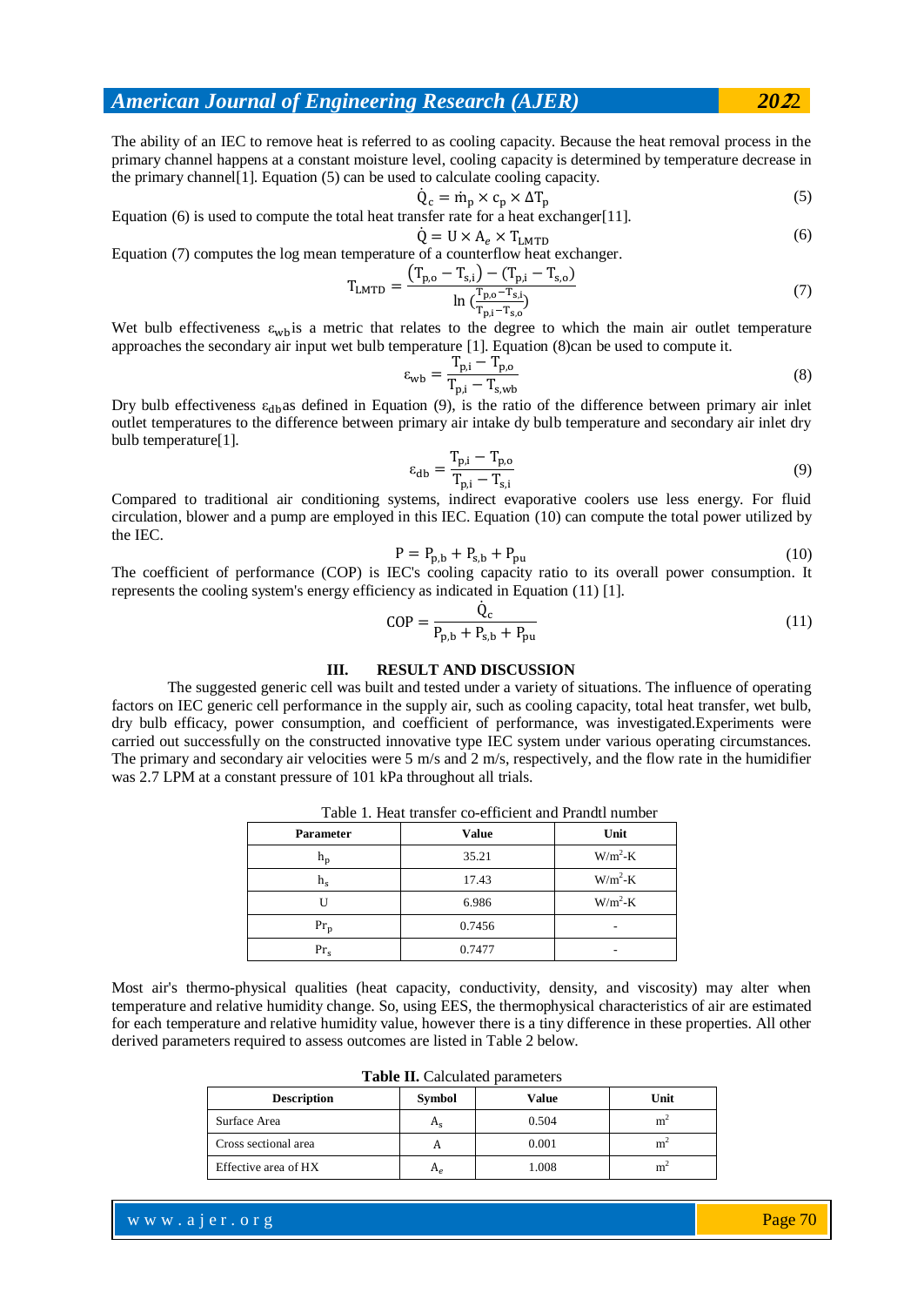The ability of an IEC to remove heat is referred to as cooling capacity. Because the heat removal process in the primary channel happens at a constant moisture level, cooling capacity is determined by temperature decrease in the primary channel[1]. Equation (5) can be used to calculate cooling capacity.

$$\dot{Q}_c = \dot{m}_p \times c_p \times \Delta T_p \tag{5}$$

Equation (6) is used to compute the total heat transfer rate for a heat exchanger[11].

$$\dot{Q} = U \times A_e \times T_{LMTD} \tag{6}$$

Equation (7) computes the log mean temperature of a counterflow heat exchanger.

$$T_{LMTD} = \frac{\left(T_{p,o} - T_{s,i}\right) - \left(T_{p,i} - T_{s,o}\right)}{\ln\left(\frac{T_{p,o} - T_{s,i}}{T_{p,i} - T_{s,o}}\right)} \tag{7}$$

Wet bulb effectiveness $\varepsilon_{wb}$ is a metric that relates to the degree to which the main air outlet temperature approaches the secondary air input wet bulb temperature [1]. Equation (8)can be used to compute it.

$$\varepsilon_{wb} = \frac{T_{p,i} - T_{p,o}}{T_{p,i} - T_{s,wb}} \tag{8}$$

Dry bulb effectiveness $\varepsilon_{db}$ as defined in Equation (9), is the ratio of the difference between primary air inlet outlet temperatures to the difference between primary air intake dy bulb temperature and secondary air inlet dry bulb temperature[1].

$$\varepsilon_{db} = \frac{T_{p,i} - T_{p,o}}{T_{p,i} - T_{s,i}} \tag{9}$$

Compared to traditional air conditioning systems, indirect evaporative coolers use less energy. For fluid circulation, blower and a pump are employed in this IEC. Equation (10) can compute the total power utilized by the IEC.

$$P = P_{p,b} + P_{s,b} + P_{pu} \tag{10}$$

The coefficient of performance (COP) is IEC's cooling capacity ratio to its overall power consumption. It represents the cooling system's energy efficiency as indicated in Equation (11) [1].

$$COP = \frac{\dot{Q}_c}{P_{p,b} + P_{s,b} + P_{pu}} \tag{11}$$

## III. RESULT AND DISCUSSION

The suggested generic cell was built and tested under a variety of situations. The influence of operating factors on IEC generic cell performance in the supply air, such as cooling capacity, total heat transfer, wet bulb, dry bulb efficacy, power consumption, and coefficient of performance, was investigated.Experiments were carried out successfully on the constructed innovative type IEC system under various operating circumstances. The primary and secondary air velocities were 5 m/s and 2 m/s, respectively, and the flow rate in the humidifier was 2.7 LPM at a constant pressure of 101 kPa throughout all trials.

Table 1. Heat transfer co-efficient and Prandtl number

| Parameter | Value | Unit |
|---|---|---|
| $h_p$ | 35.21 | W/m$^2$-K |
| $h_s$ | 17.43 | W/m$^2$-K |
| U | 6.986 | W/m$^2$-K |
| $Pr_p$ | 0.7456 | - |
| $Pr_s$ | 0.7477 | - |

Most air's thermo-physical qualities (heat capacity, conductivity, density, and viscosity) may alter when temperature and relative humidity change. So, using EES, the thermophysical characteristics of air are estimated for each temperature and relative humidity value, however there is a tiny difference in these properties. All other derived parameters required to assess outcomes are listed in Table 2 below.

**Table II.** Calculated parameters

| Description | Symbol | Value | Unit |
|---|---|---|---|
| Surface Area | $A_s$ | 0.504 | m$^2$ |
| Cross sectional area | A | 0.001 | m$^2$ |
| Effective area of HX | $A_e$ | 1.008 | m$^2$ |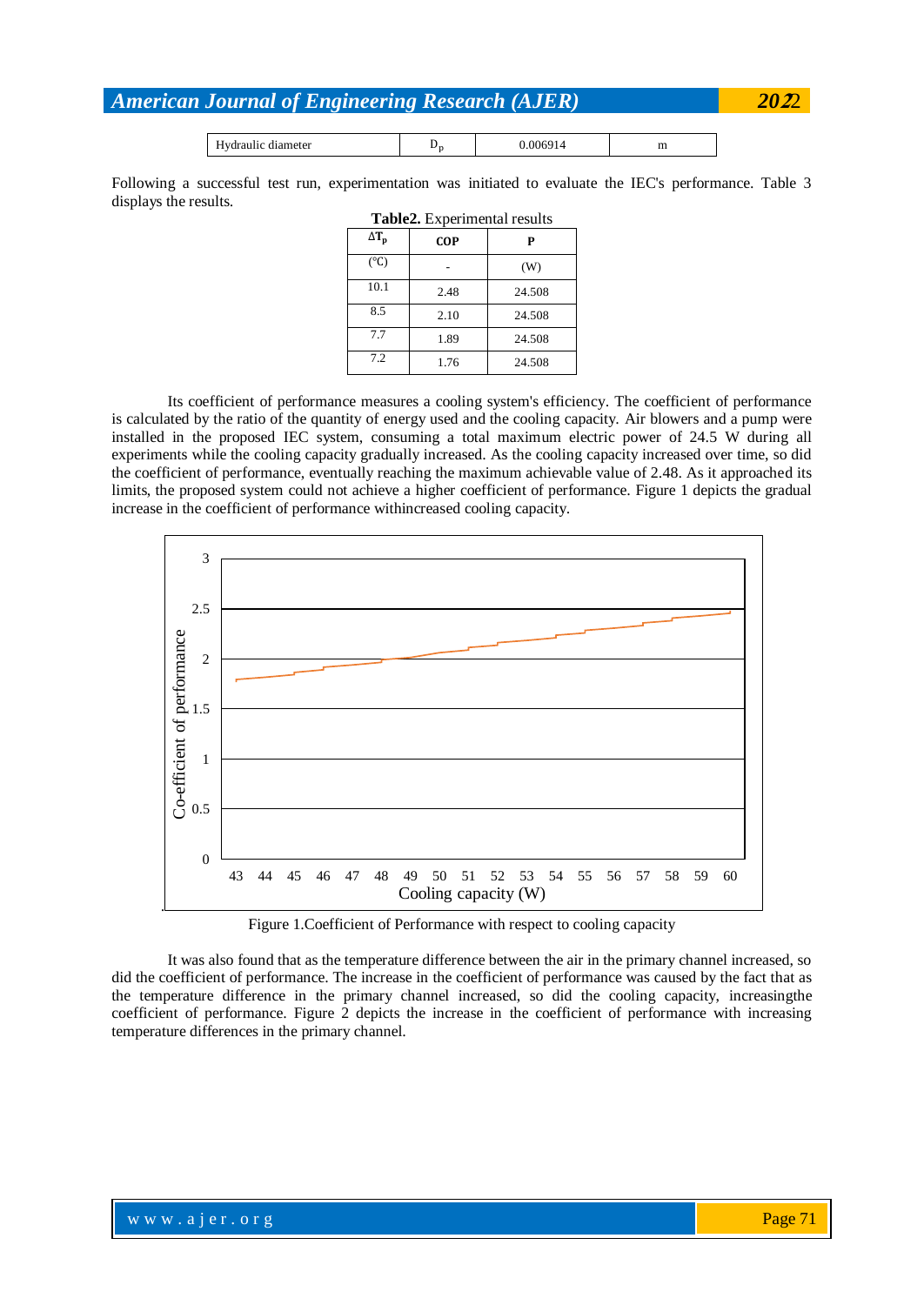| Hydraulic diameter | $D_p$ | 0.006914 | m |
|---|---|---|---|

Following a successful test run, experimentation was initiated to evaluate the IEC's performance. Table 3 displays the results.

**Table2.** Experimental results

| $\Delta T_p$ | COP | P |
|---|---|---|
| (°C) | - | (W) |
| 10.1 | 2.48 | 24.508 |
| 8.5 | 2.10 | 24.508 |
| 7.7 | 1.89 | 24.508 |
| 7.2 | 1.76 | 24.508 |

Its coefficient of performance measures a cooling system's efficiency. The coefficient of performance is calculated by the ratio of the quantity of energy used and the cooling capacity. Air blowers and a pump were installed in the proposed IEC system, consuming a total maximum electric power of 24.5 W during all experiments while the cooling capacity gradually increased. As the cooling capacity increased over time, so did the coefficient of performance, eventually reaching the maximum achievable value of 2.48. As it approached its limits, the proposed system could not achieve a higher coefficient of performance. Figure 1 depicts the gradual increase in the coefficient of performance withincreased cooling capacity.

Figure 1.Coefficient of Performance with respect to cooling capacity

It was also found that as the temperature difference between the air in the primary channel increased, so did the coefficient of performance. The increase in the coefficient of performance was caused by the fact that as the temperature difference in the primary channel increased, so did the cooling capacity, increasingthe coefficient of performance. Figure 2 depicts the increase in the coefficient of performance with increasing temperature differences in the primary channel.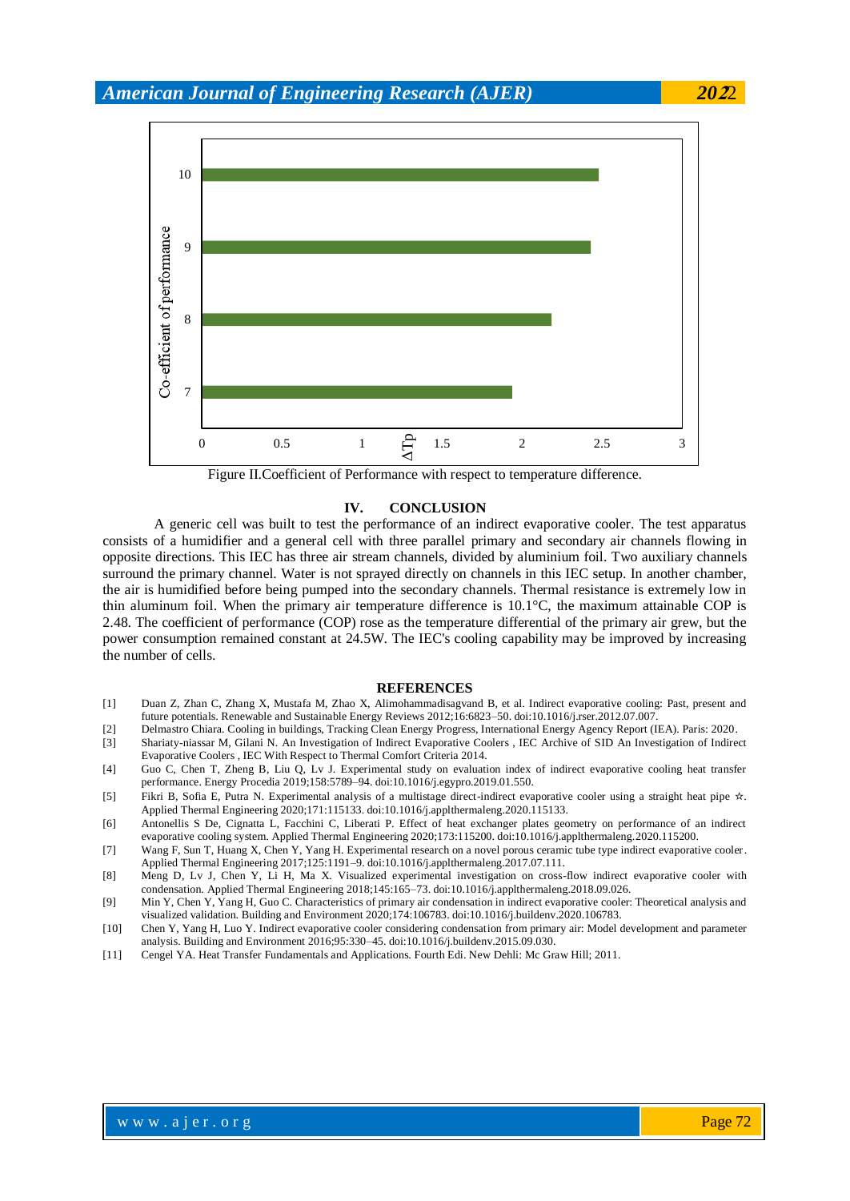Co-efficient of performance

10

9

8

7

0 0.5 1 1.5 2 2.5 3

ΔTp

Figure II.Coefficient of Performance with respect to temperature difference.

## IV. CONCLUSION

A generic cell was built to test the performance of an indirect evaporative cooler. The test apparatus consists of a humidifier and a general cell with three parallel primary and secondary air channels flowing in opposite directions. This IEC has three air stream channels, divided by aluminium foil. Two auxiliary channels surround the primary channel. Water is not sprayed directly on channels in this IEC setup. In another chamber, the air is humidified before being pumped into the secondary channels. Thermal resistance is extremely low in thin aluminum foil. When the primary air temperature difference is 10.1°C, the maximum attainable COP is 2.48. The coefficient of performance (COP) rose as the temperature differential of the primary air grew, but the power consumption remained constant at 24.5W. The IEC's cooling capability may be improved by increasing the number of cells.

## REFERENCES

[1] Duan Z, Zhan C, Zhang X, Mustafa M, Zhao X, Alimohammadisagvand B, et al. Indirect evaporative cooling: Past, present and future potentials. Renewable and Sustainable Energy Reviews 2012;16:6823–50. doi:10.1016/j.rser.2012.07.007.

[2] Delmastro Chiara. Cooling in buildings, Tracking Clean Energy Progress, International Energy Agency Report (IEA). Paris: 2020.

[3] Shariaty-niassar M, Gilani N. An Investigation of Indirect Evaporative Coolers , IEC Archive of SID An Investigation of Indirect Evaporative Coolers , IEC With Respect to Thermal Comfort Criteria 2014.

[4] Guo C, Chen T, Zheng B, Liu Q, Lv J. Experimental study on evaluation index of indirect evaporative cooling heat transfer performance. Energy Procedia 2019;158:5789–94. doi:10.1016/j.egypro.2019.01.550.

[5] Fikri B, Sofia E, Putra N. Experimental analysis of a multistage direct-indirect evaporative cooler using a straight heat pipe ☆. Applied Thermal Engineering 2020;171:115133. doi:10.1016/j.applthermaleng.2020.115133.

[6] Antonellis S De, Cignatta L, Facchini C, Liberati P. Effect of heat exchanger plates geometry on performance of an indirect evaporative cooling system. Applied Thermal Engineering 2020;173:115200. doi:10.1016/j.applthermaleng.2020.115200.

[7] Wang F, Sun T, Huang X, Chen Y, Yang H. Experimental research on a novel porous ceramic tube type indirect evaporative cooler. Applied Thermal Engineering 2017;125:1191–9. doi:10.1016/j.applthermaleng.2017.07.111.

[8] Meng D, Lv J, Chen Y, Li H, Ma X. Visualized experimental investigation on cross-flow indirect evaporative cooler with condensation. Applied Thermal Engineering 2018;145:165–73. doi:10.1016/j.applthermaleng.2018.09.026.

[9] Min Y, Chen Y, Yang H, Guo C. Characteristics of primary air condensation in indirect evaporative cooler: Theoretical analysis and visualized validation. Building and Environment 2020;174:106783. doi:10.1016/j.buildenv.2020.106783.

[10] Chen Y, Yang H, Luo Y. Indirect evaporative cooler considering condensation from primary air: Model development and parameter analysis. Building and Environment 2016;95:330–45. doi:10.1016/j.buildenv.2015.09.030.

[11] Cengel YA. Heat Transfer Fundamentals and Applications. Fourth Edi. New Dehli: Mc Graw Hill; 2011.